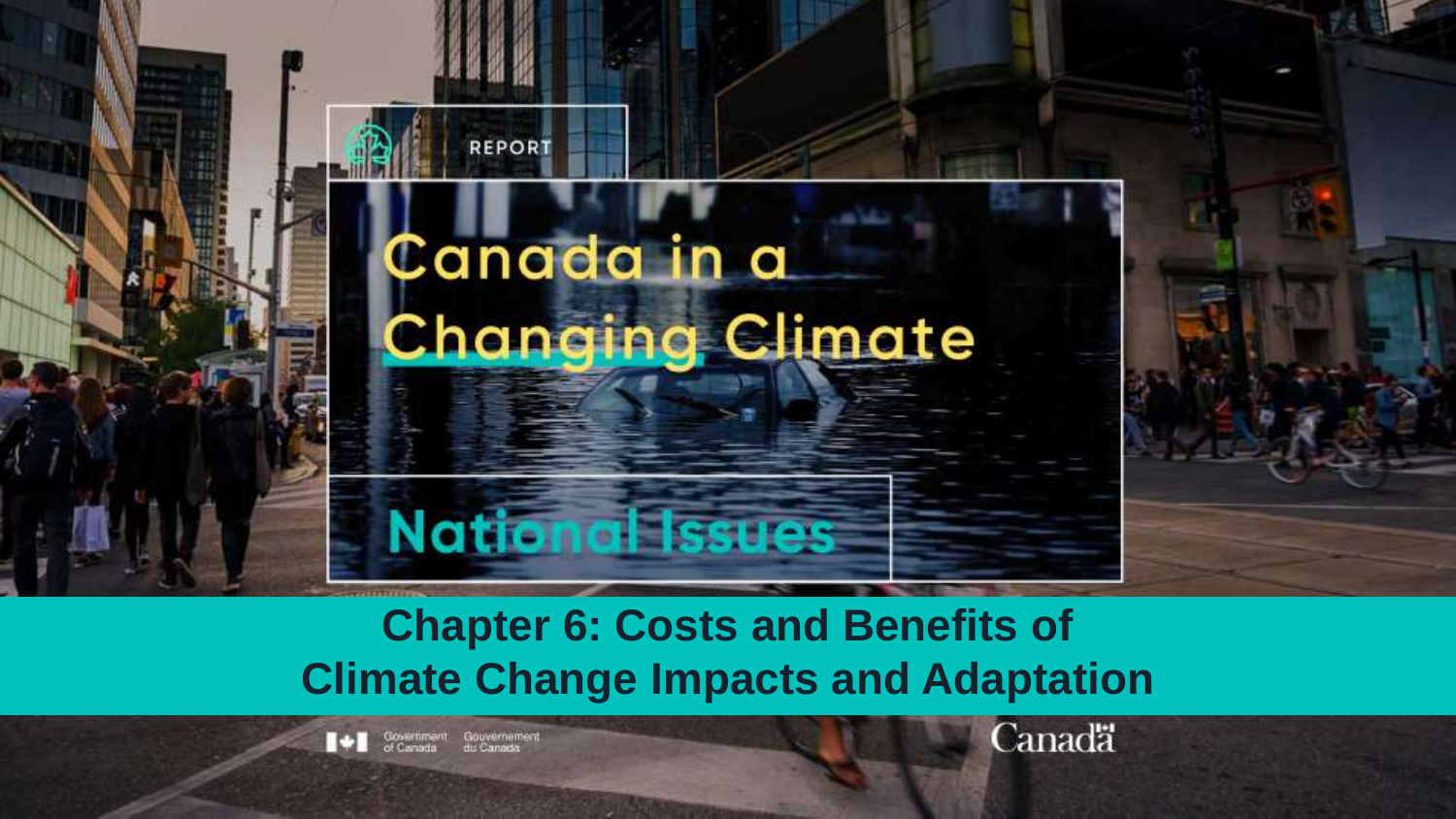REPORT

# Canada in a Changing Climate

## National Issues

# Chapter 6: Costs and Benefits of Climate Change Impacts and Adaptation

Government of Canada / Gouvernement du Canada

Canada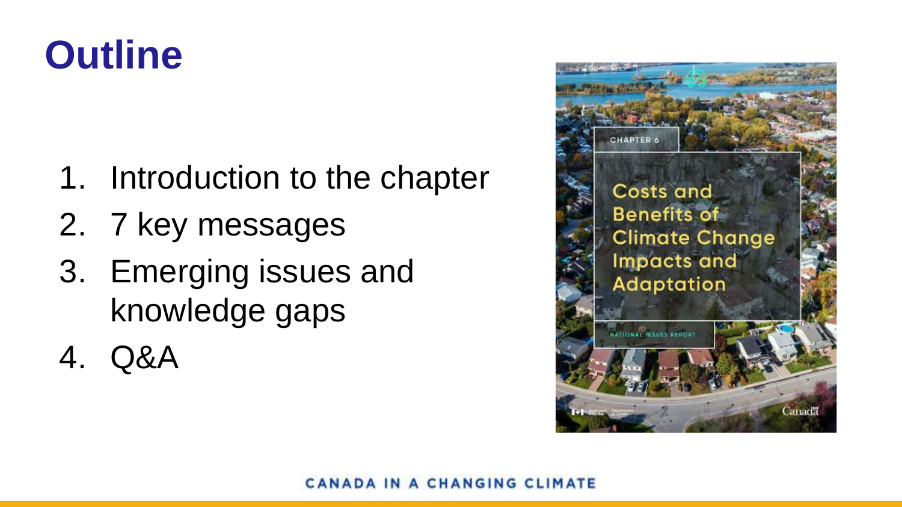# Outline

1. Introduction to the chapter
2. 7 key messages
3. Emerging issues and knowledge gaps
4. Q&A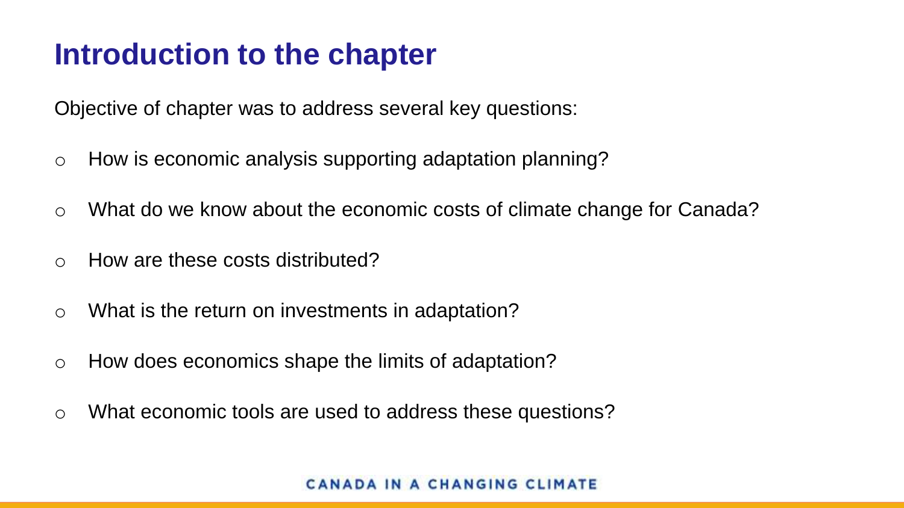# Introduction to the chapter

Objective of chapter was to address several key questions:

- How is economic analysis supporting adaptation planning?
- What do we know about the economic costs of climate change for Canada?
- How are these costs distributed?
- What is the return on investments in adaptation?
- How does economics shape the limits of adaptation?
- What economic tools are used to address these questions?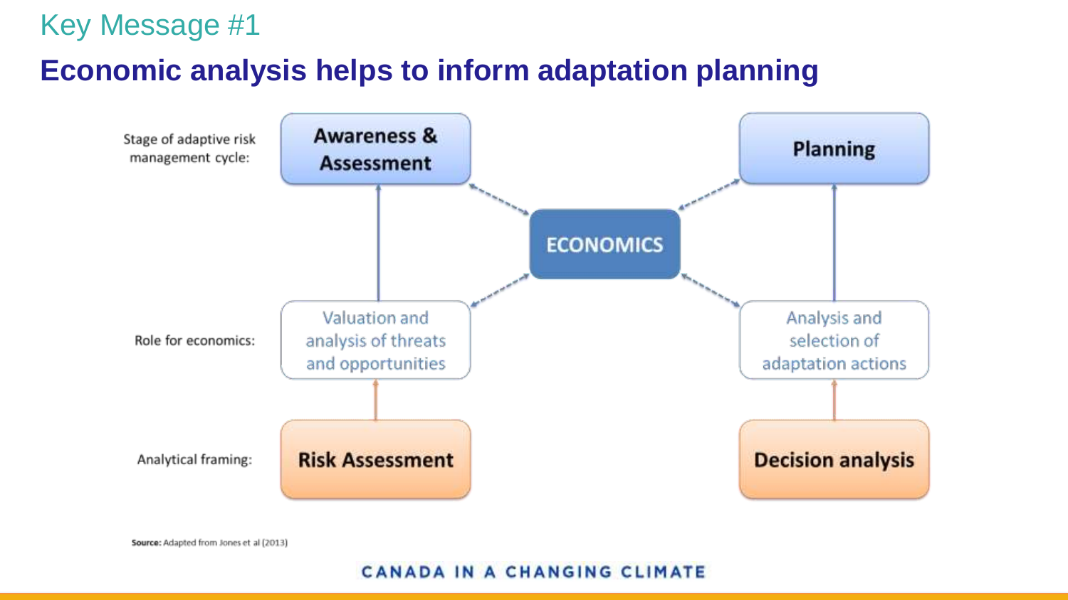Key Message #1

## Economic analysis helps to inform adaptation planning

| | | | |
|---|---|---|---|
| Stage of adaptive risk management cycle: | **Awareness & Assessment** | | **Planning** |
| | | **ECONOMICS** | |
| Role for economics: | Valuation and analysis of threats and opportunities | | Analysis and selection of adaptation actions |
| Analytical framing: | **Risk Assessment** | | **Decision analysis** |

**Source:** Adapted from Jones et al (2013)

CANADA IN A CHANGING CLIMATE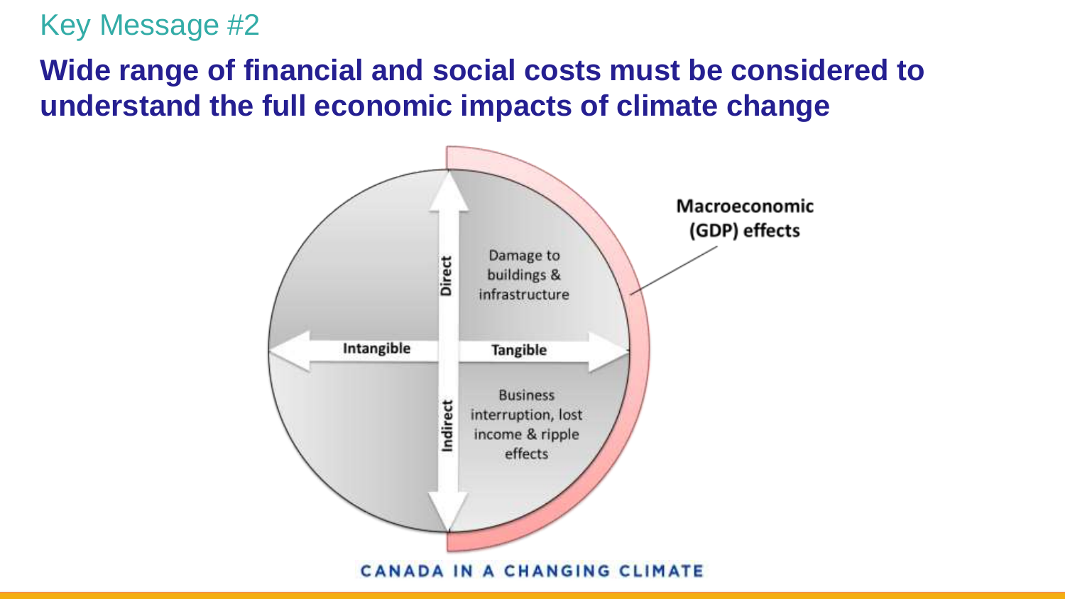Key Message #2

## Wide range of financial and social costs must be considered to understand the full economic impacts of climate change

Direct

Damage to buildings & infrastructure

Intangible

Tangible

Indirect

Business interruption, lost income & ripple effects

Macroeconomic (GDP) effects

CANADA IN A CHANGING CLIMATE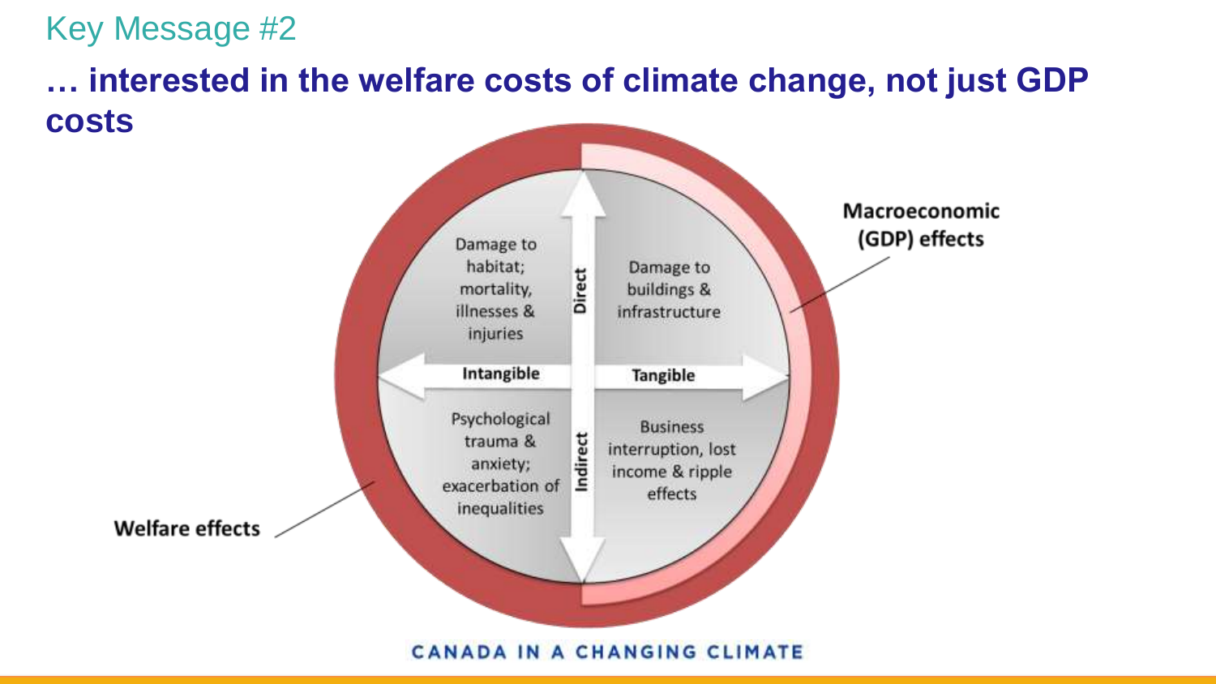Key Message #2

## … interested in the welfare costs of climate change, not just GDP costs

Macroeconomic (GDP) effects

Damage to habitat; mortality, illnesses & injuries

Direct

Damage to buildings & infrastructure

Intangible

Tangible

Psychological trauma & anxiety; exacerbation of inequalities

Indirect

Business interruption, lost income & ripple effects

Welfare effects

CANADA IN A CHANGING CLIMATE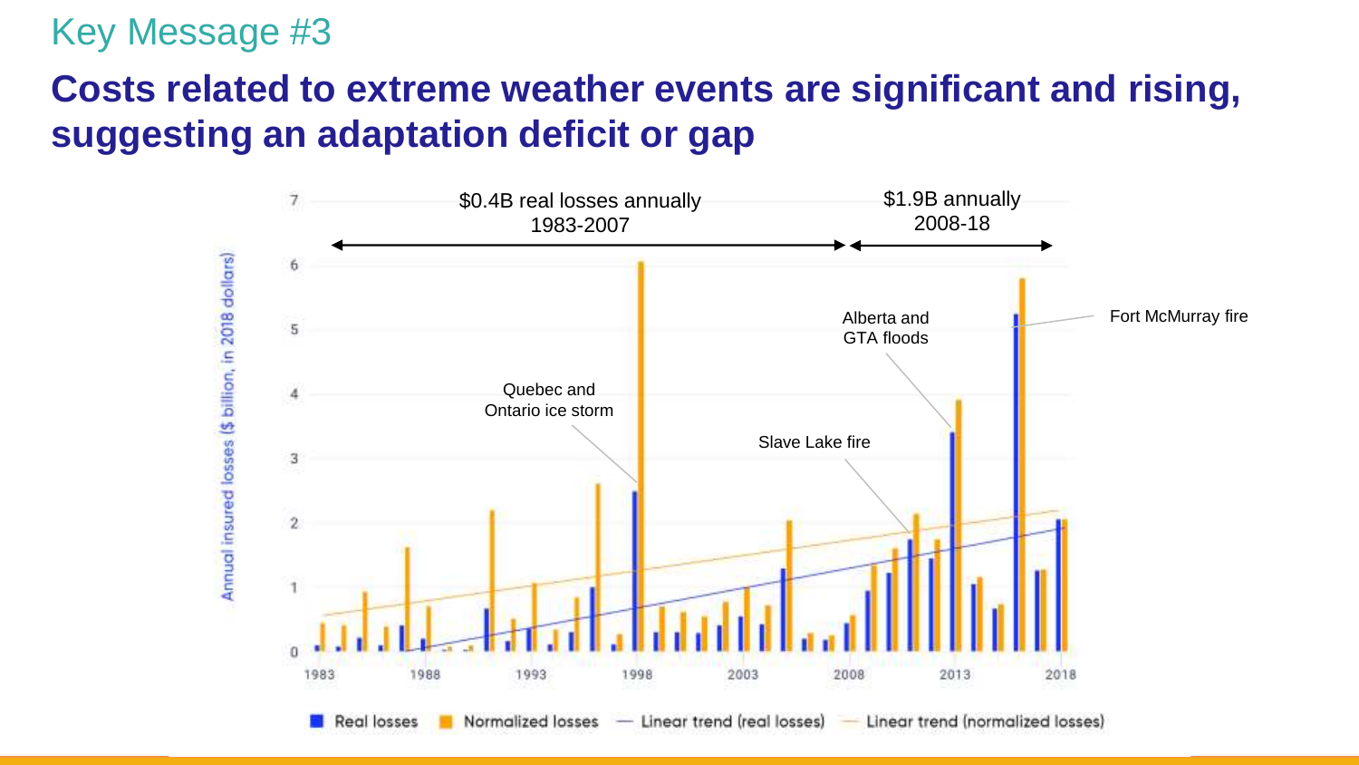Key Message #3

# Costs related to extreme weather events are significant and rising, suggesting an adaptation deficit or gap

$0.4B real losses annually 1983-2007

$1.9B annually 2008-18

Quebec and Ontario ice storm

Slave Lake fire

Alberta and GTA floods

Fort McMurray fire

Annual insured losses ($ billion, in 2018 dollars)

Real losses | Normalized losses | Linear trend (real losses) | Linear trend (normalized losses)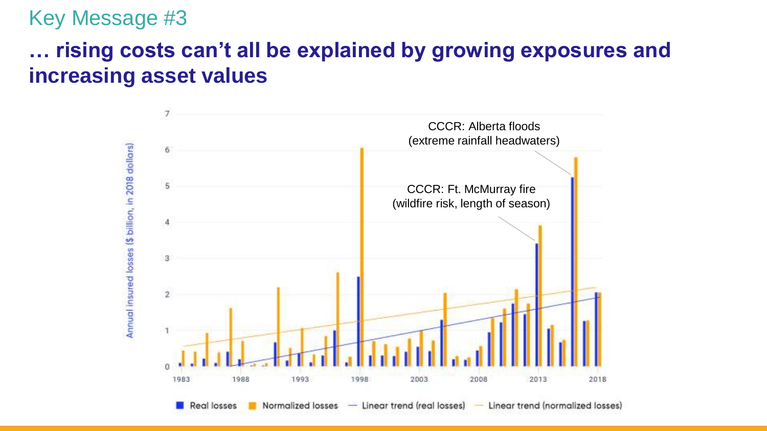## Key Message #3

# … rising costs can't all be explained by growing exposures and increasing asset values

CCCR: Alberta floods (extreme rainfall headwaters)

CCCR: Ft. McMurray fire (wildfire risk, length of season)

Annual insured losses ($ billion, in 2018 dollars)

0 1 2 3 4 5 6 7

1983 1988 1993 1998 2003 2008 2013 2018

Real losses — Normalized losses — Linear trend (real losses) — Linear trend (normalized losses)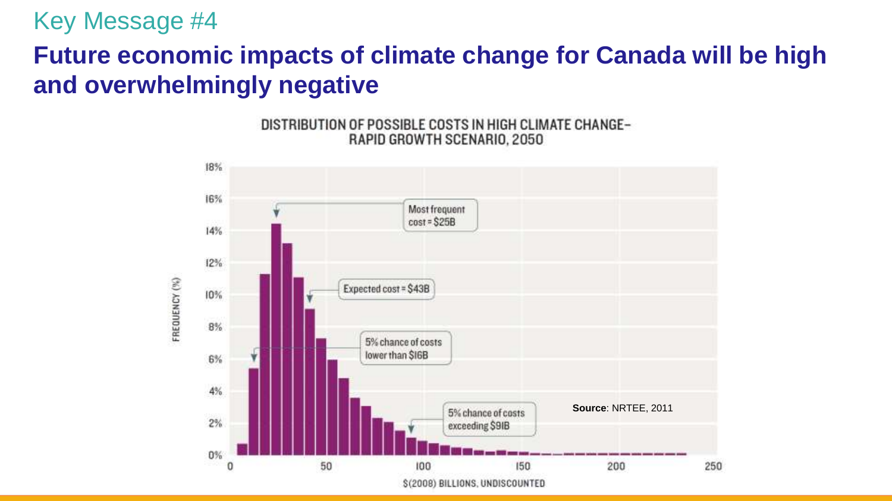Key Message #4

## Future economic impacts of climate change for Canada will be high and overwhelmingly negative

DISTRIBUTION OF POSSIBLE COSTS IN HIGH CLIMATE CHANGE–RAPID GROWTH SCENARIO, 2050

Most frequent cost = $25B

Expected cost = $43B

5% chance of costs lower than $16B

5% chance of costs exceeding $91B

FREQUENCY (%)

$(2008) BILLIONS, UNDISCOUNTED

**Source**: NRTEE, 2011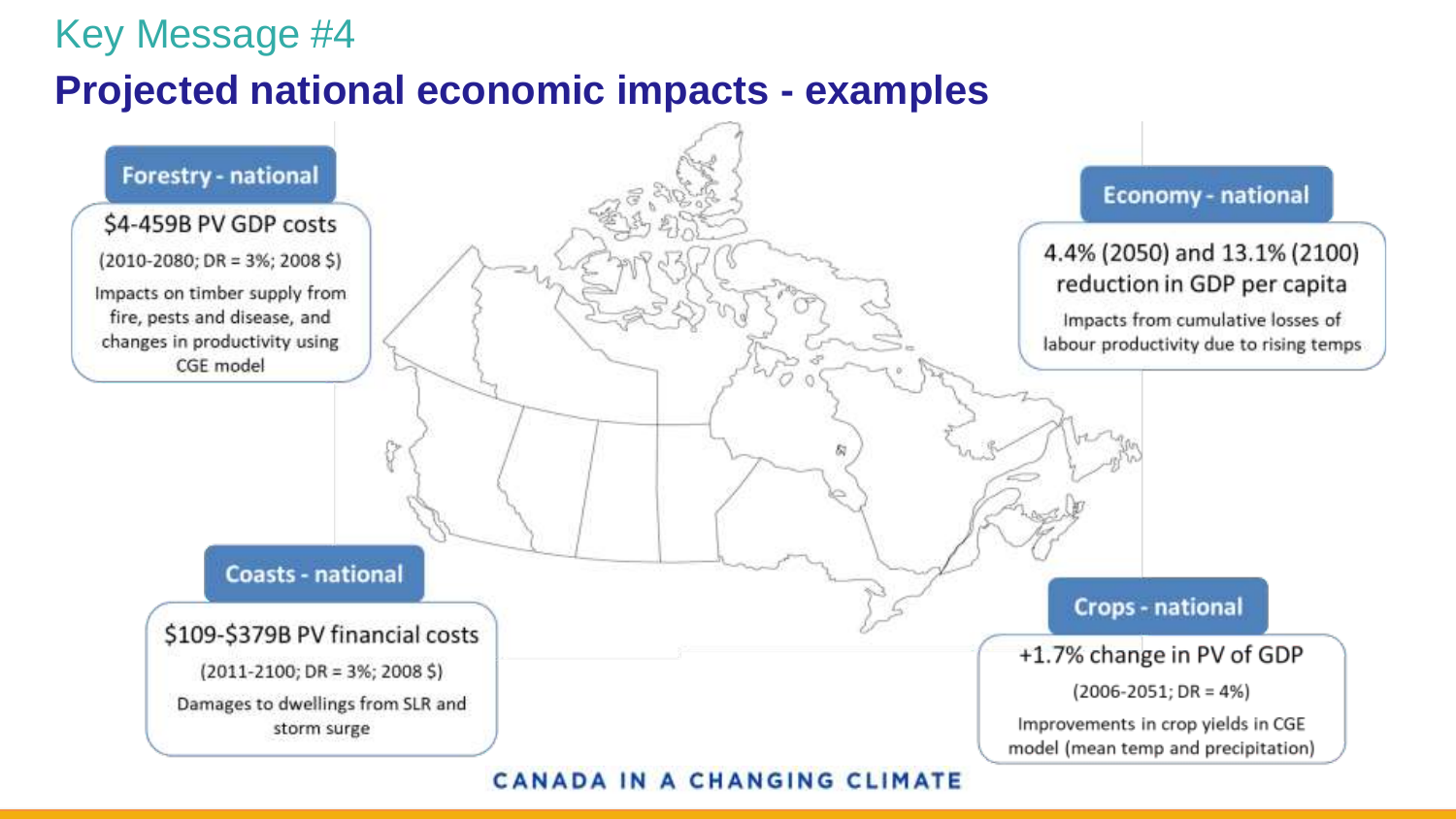Key Message #4

# Projected national economic impacts - examples

### Forestry - national

$4-459B PV GDP costs

(2010-2080; DR = 3%; 2008 $)

Impacts on timber supply from fire, pests and disease, and changes in productivity using CGE model

### Economy - national

4.4% (2050) and 13.1% (2100) reduction in GDP per capita

Impacts from cumulative losses of labour productivity due to rising temps

### Coasts - national

$109-$379B PV financial costs

(2011-2100; DR = 3%; 2008 $)

Damages to dwellings from SLR and storm surge

### Crops - national

+1.7% change in PV of GDP

(2006-2051; DR = 4%)

Improvements in crop yields in CGE model (mean temp and precipitation)

CANADA IN A CHANGING CLIMATE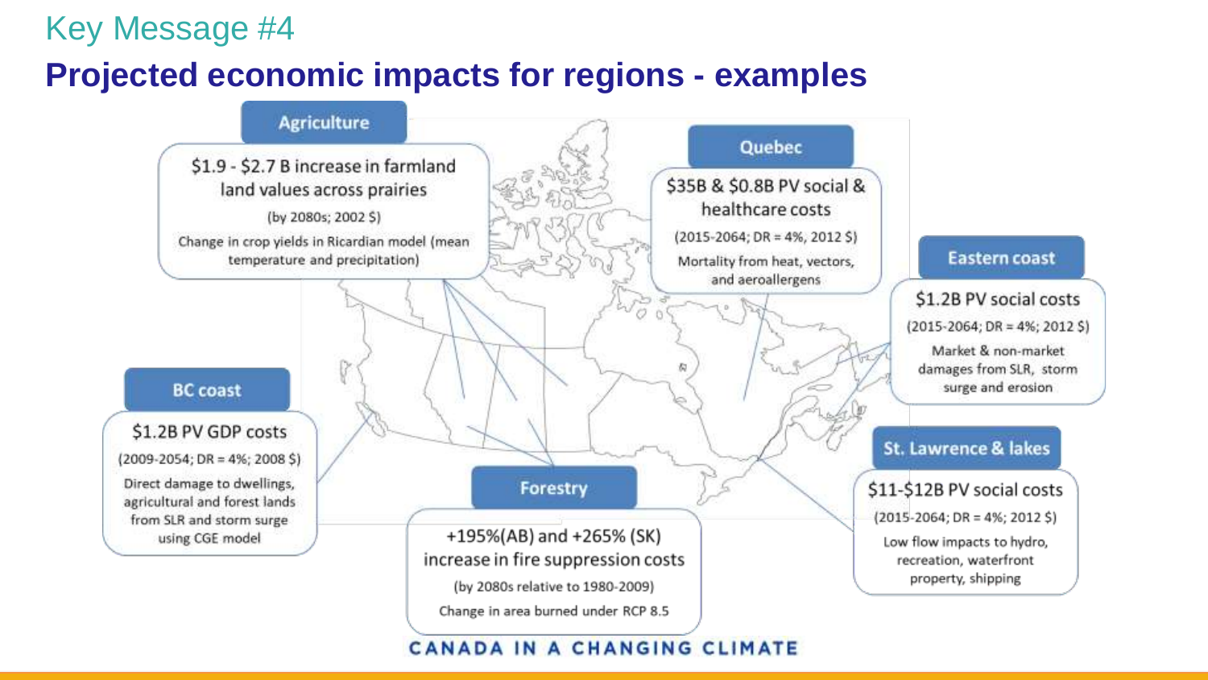## Key Message #4

# Projected economic impacts for regions - examples

### Agriculture

$1.9 - $2.7 B increase in farmland land values across prairies

(by 2080s; 2002 $)

Change in crop yields in Ricardian model (mean temperature and precipitation)

### Quebec

$35B & $0.8B PV social & healthcare costs

(2015-2064; DR = 4%, 2012 $)

Mortality from heat, vectors, and aeroallergens

### Eastern coast

$1.2B PV social costs

(2015-2064; DR = 4%; 2012 $)

Market & non-market damages from SLR, storm surge and erosion

### BC coast

$1.2B PV GDP costs

(2009-2054; DR = 4%; 2008 $)

Direct damage to dwellings, agricultural and forest lands from SLR and storm surge using CGE model

### Forestry

+195%(AB) and +265% (SK) increase in fire suppression costs

(by 2080s relative to 1980-2009)

Change in area burned under RCP 8.5

### St. Lawrence & lakes

$11-$12B PV social costs

(2015-2064; DR = 4%; 2012 $)

Low flow impacts to hydro, recreation, waterfront property, shipping

CANADA IN A CHANGING CLIMATE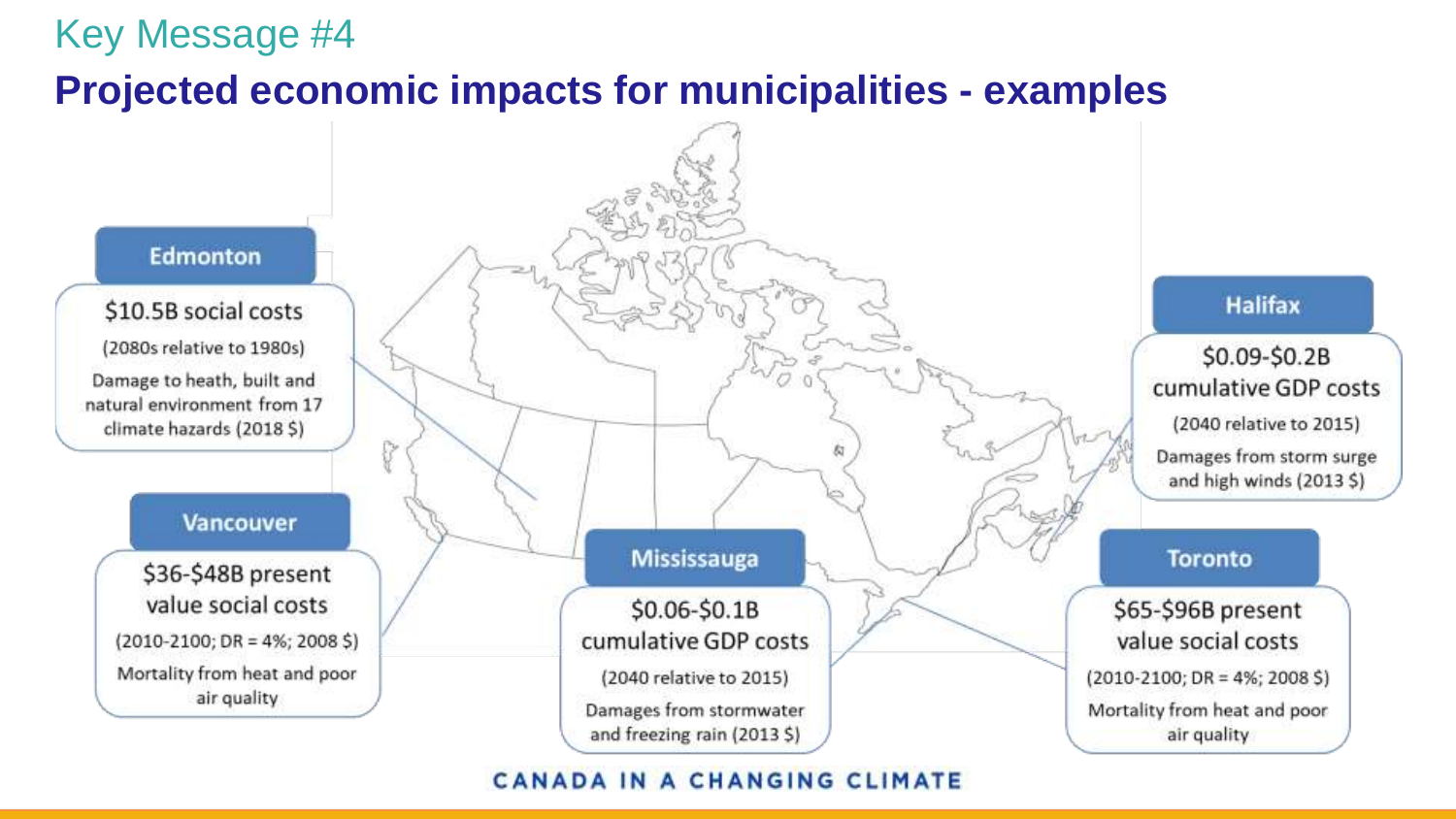Key Message #4

## Projected economic impacts for municipalities - examples

### Edmonton

$10.5B social costs

(2080s relative to 1980s)

Damage to heath, built and natural environment from 17 climate hazards (2018 $)

### Vancouver

$36-$48B present value social costs

(2010-2100; DR = 4%; 2008 $)

Mortality from heat and poor air quality

### Mississauga

$0.06-$0.1B cumulative GDP costs

(2040 relative to 2015)

Damages from stormwater and freezing rain (2013 $)

### Halifax

$0.09-$0.2B cumulative GDP costs

(2040 relative to 2015)

Damages from storm surge and high winds (2013 $)

### Toronto

$65-$96B present value social costs

(2010-2100; DR = 4%; 2008 $)

Mortality from heat and poor air quality

CANADA IN A CHANGING CLIMATE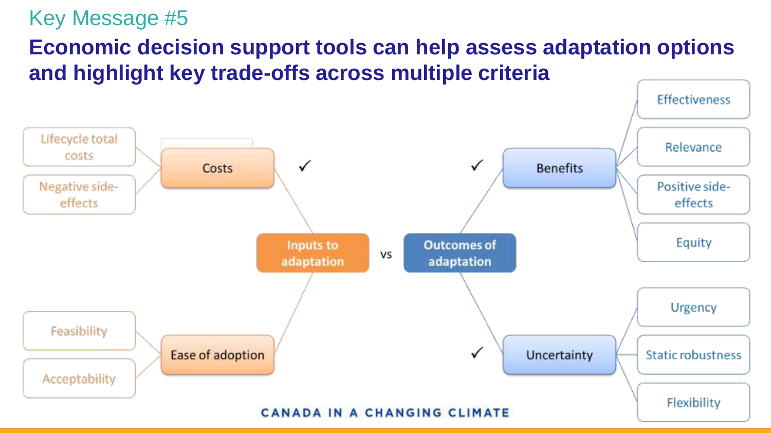Key Message #5

## Economic decision support tools can help assess adaptation options and highlight key trade-offs across multiple criteria

- Inputs to adaptation
  - Costs ✓
    - Lifecycle total costs
    - Negative side-effects
  - Ease of adoption
    - Feasibility
    - Acceptability

vs

- Outcomes of adaptation
  - Benefits ✓
    - Effectiveness
    - Relevance
    - Positive side-effects
    - Equity
  - Uncertainty ✓
    - Urgency
    - Static robustness
    - Flexibility

CANADA IN A CHANGING CLIMATE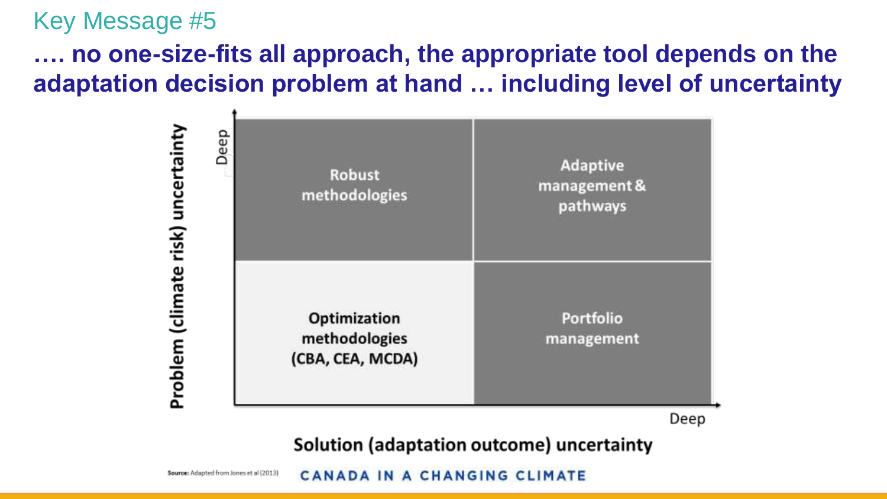Key Message #5

## …. no one-size-fits all approach, the appropriate tool depends on the adaptation decision problem at hand … including level of uncertainty

| Problem (climate risk) uncertainty ↓ / Solution (adaptation outcome) uncertainty → | Low | Deep |
| --- | --- | --- |
| Deep | Robust methodologies | Adaptive management & pathways |
| Low | Optimization methodologies (CBA, CEA, MCDA) | Portfolio management |

Source: Adapted from Jones et al (2013)

CANADA IN A CHANGING CLIMATE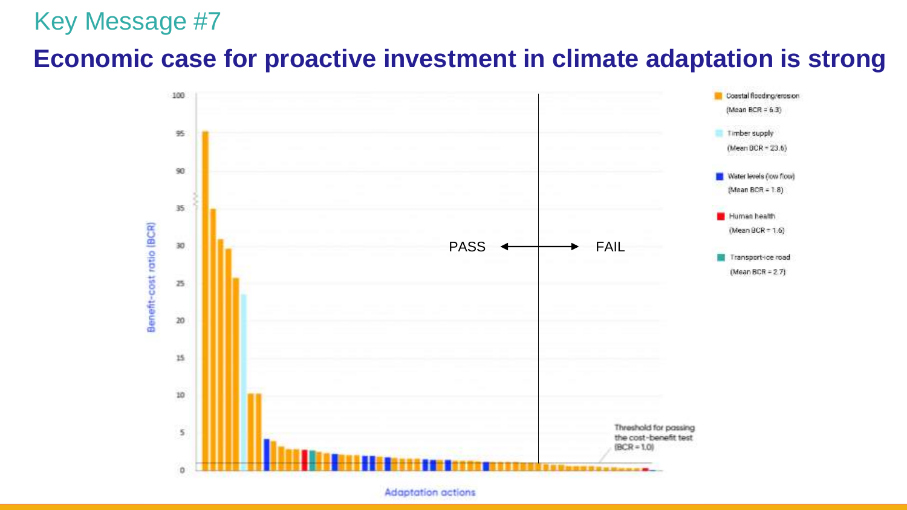Key Message #7

# Economic case for proactive investment in climate adaptation is strong

Benefit-cost ratio (BCR)

100, 95, 90, 35, 30, 25, 20, 15, 10, 5, 0

PASS ← → FAIL

- Coastal flooding/erosion (Mean BCR = 6.3)
- Timber supply (Mean BCR = 23.6)
- Water levels (low flow) (Mean BCR = 1.8)
- Human health (Mean BCR = 1.6)
- Transport-ice road (Mean BCR = 2.7)

Threshold for passing the cost-benefit test (BCR = 1.0)

Adaptation actions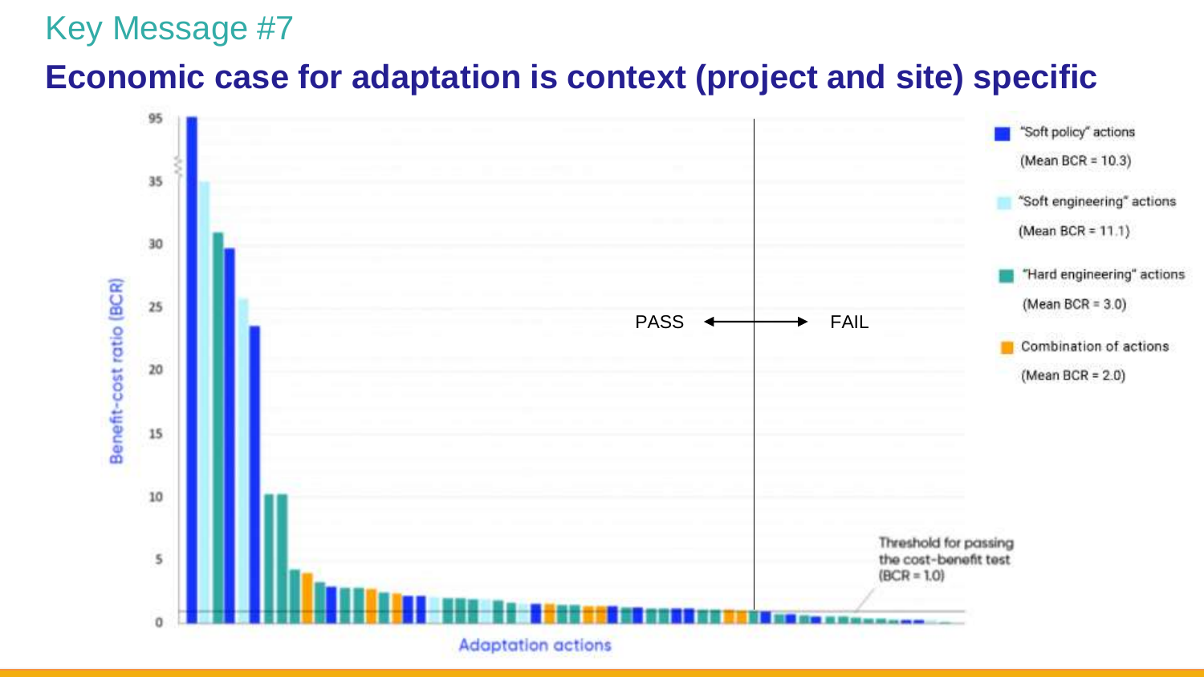Key Message #7

# Economic case for adaptation is context (project and site) specific

Benefit-cost ratio (BCR)

PASS ← → FAIL

"Soft policy" actions (Mean BCR = 10.3)

"Soft engineering" actions (Mean BCR = 11.1)

"Hard engineering" actions (Mean BCR = 3.0)

Combination of actions (Mean BCR = 2.0)

Threshold for passing the cost-benefit test (BCR = 1.0)

Adaptation actions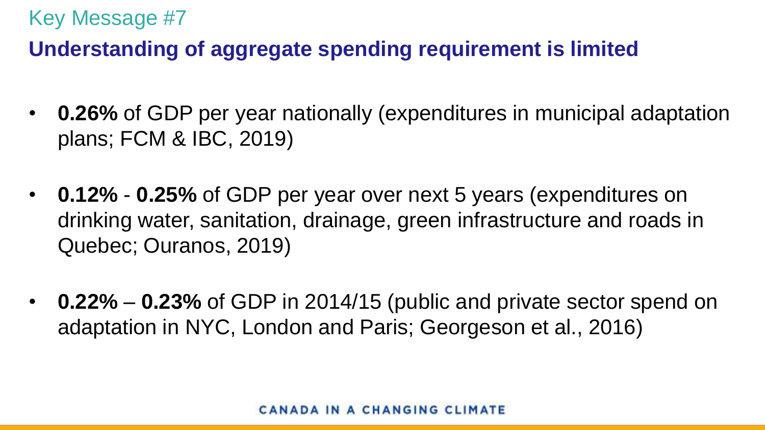Key Message #7

## Understanding of aggregate spending requirement is limited

- **0.26%** of GDP per year nationally (expenditures in municipal adaptation plans; FCM & IBC, 2019)
- **0.12%** - **0.25%** of GDP per year over next 5 years (expenditures on drinking water, sanitation, drainage, green infrastructure and roads in Quebec; Ouranos, 2019)
- **0.22%** – **0.23%** of GDP in 2014/15 (public and private sector spend on adaptation in NYC, London and Paris; Georgeson et al., 2016)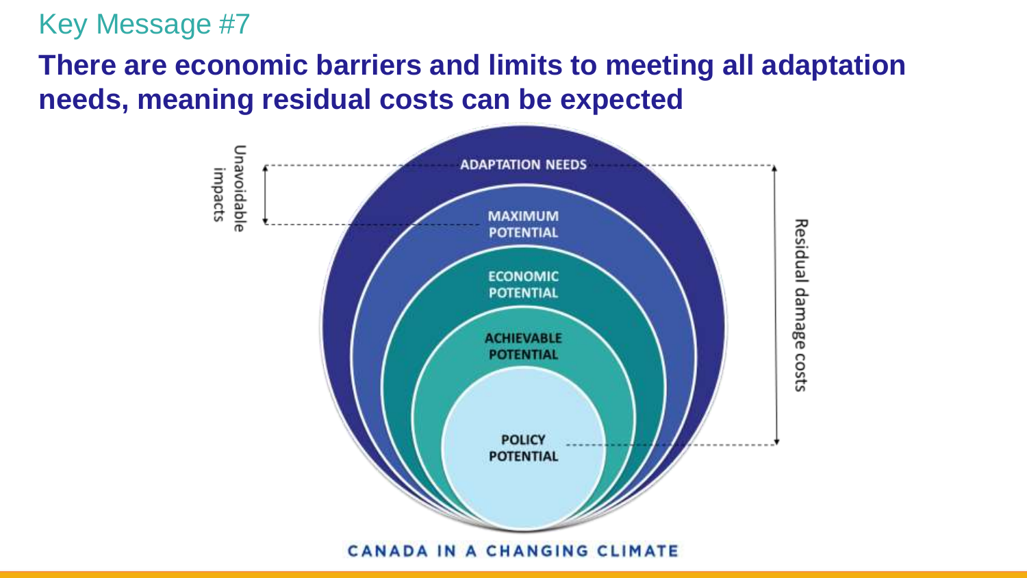Key Message #7

## There are economic barriers and limits to meeting all adaptation needs, meaning residual costs can be expected

ADAPTATION NEEDS

MAXIMUM POTENTIAL

ECONOMIC POTENTIAL

ACHIEVABLE POTENTIAL

POLICY POTENTIAL

Unavoidable impacts

Residual damage costs

CANADA IN A CHANGING CLIMATE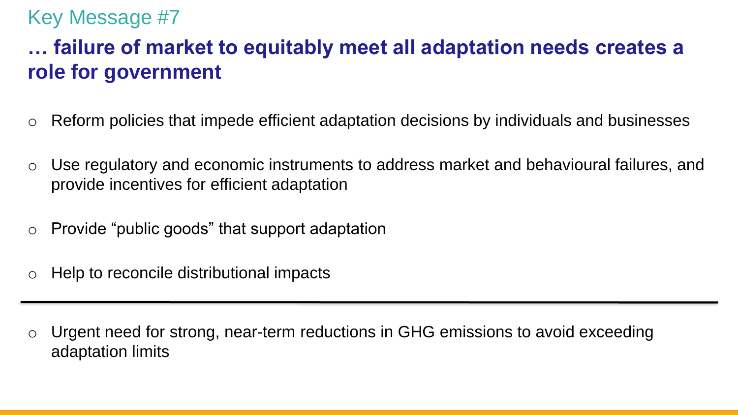## Key Message #7

# … failure of market to equitably meet all adaptation needs creates a role for government

- Reform policies that impede efficient adaptation decisions by individuals and businesses
- Use regulatory and economic instruments to address market and behavioural failures, and provide incentives for efficient adaptation
- Provide “public goods” that support adaptation
- Help to reconcile distributional impacts

---

- Urgent need for strong, near-term reductions in GHG emissions to avoid exceeding adaptation limits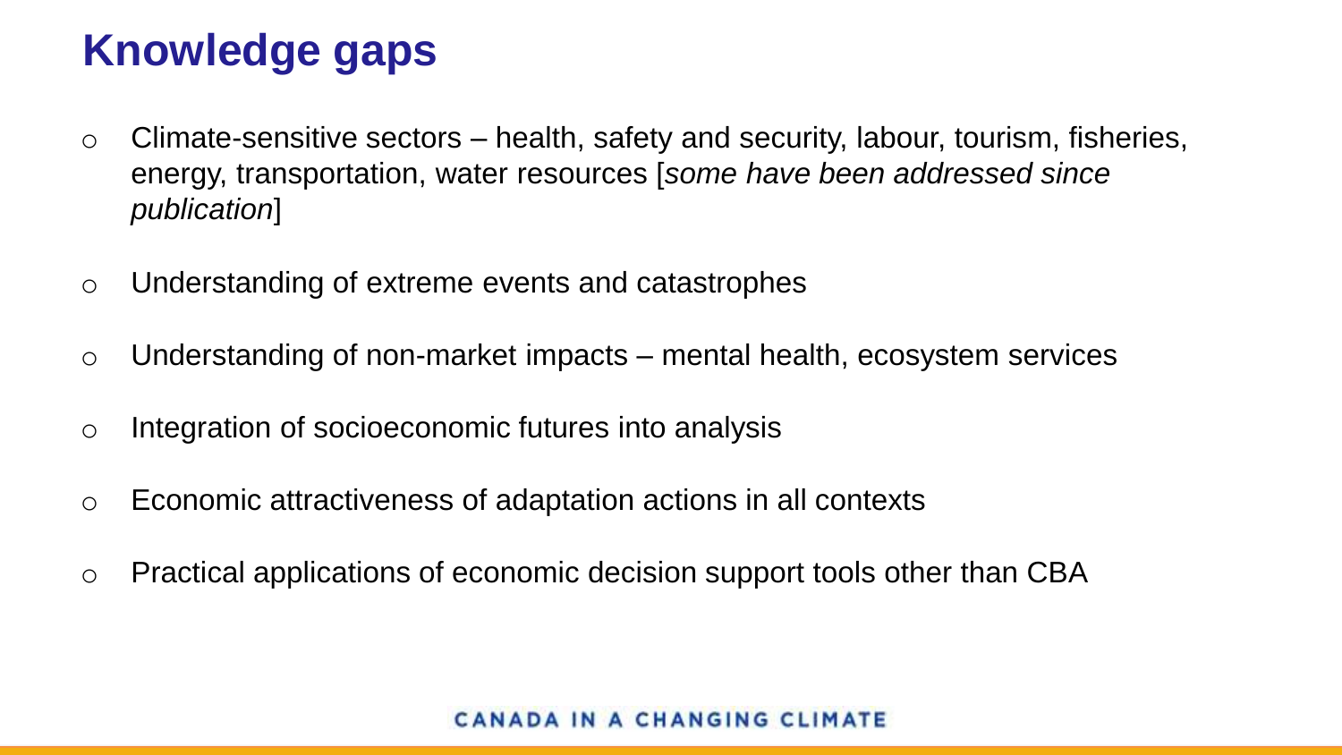# Knowledge gaps

- Climate-sensitive sectors – health, safety and security, labour, tourism, fisheries, energy, transportation, water resources [*some have been addressed since publication*]
- Understanding of extreme events and catastrophes
- Understanding of non-market impacts – mental health, ecosystem services
- Integration of socioeconomic futures into analysis
- Economic attractiveness of adaptation actions in all contexts
- Practical applications of economic decision support tools other than CBA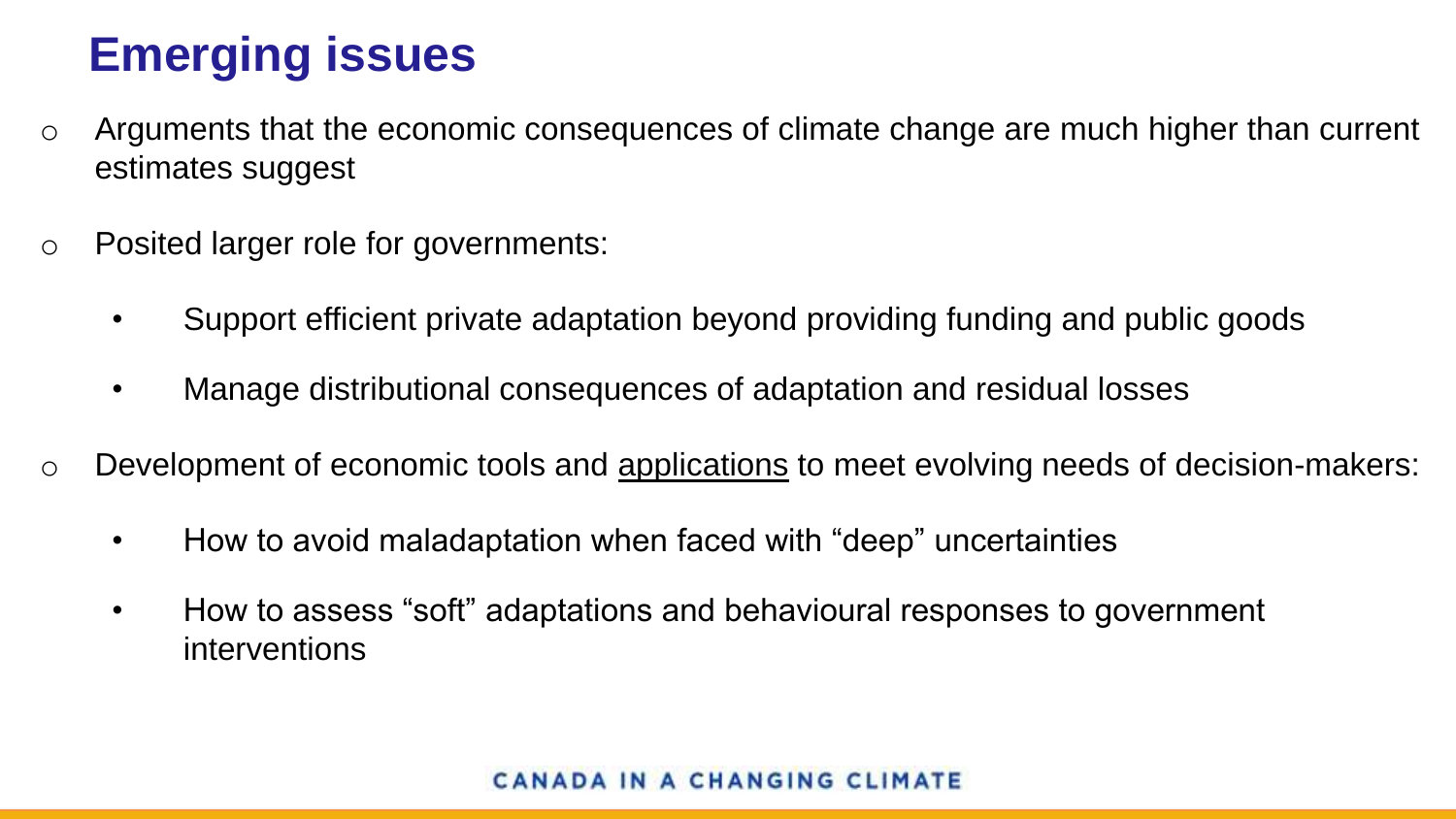# Emerging issues

- Arguments that the economic consequences of climate change are much higher than current estimates suggest
- Posited larger role for governments:
  - Support efficient private adaptation beyond providing funding and public goods
  - Manage distributional consequences of adaptation and residual losses
- Development of economic tools and <u>applications</u> to meet evolving needs of decision-makers:
  - How to avoid maladaptation when faced with “deep” uncertainties
  - How to assess “soft” adaptations and behavioural responses to government interventions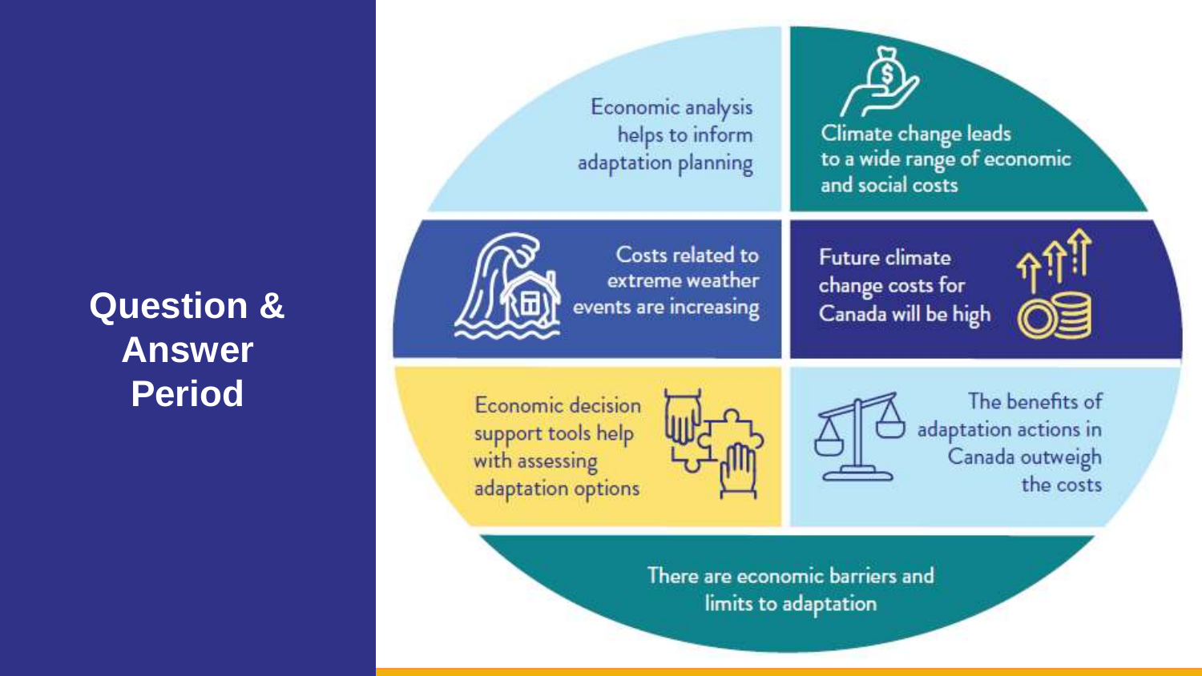# Question & Answer Period

Economic analysis helps to inform adaptation planning

Climate change leads to a wide range of economic and social costs

Costs related to extreme weather events are increasing

Future climate change costs for Canada will be high

Economic decision support tools help with assessing adaptation options

The benefits of adaptation actions in Canada outweigh the costs

There are economic barriers and limits to adaptation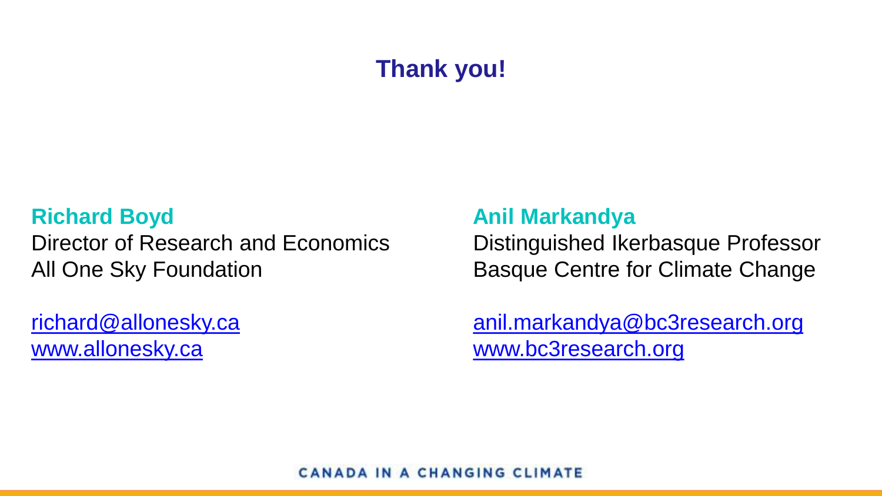# Thank you!

**Richard Boyd**
Director of Research and Economics
All One Sky Foundation

richard@allonesky.ca
www.allonesky.ca

**Anil Markandya**
Distinguished Ikerbasque Professor
Basque Centre for Climate Change

anil.markandya@bc3research.org
www.bc3research.org

CANADA IN A CHANGING CLIMATE